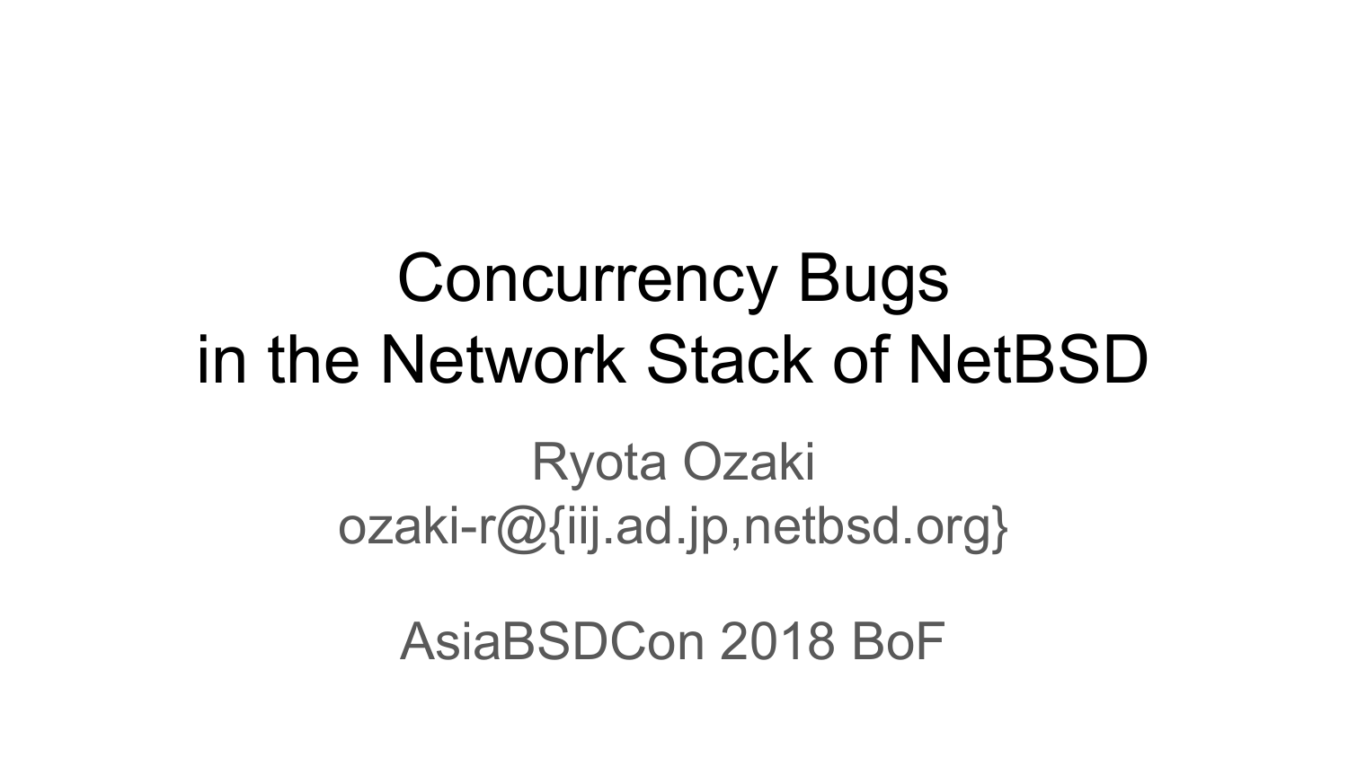# Concurrency Bugs in the Network Stack of NetBSD

Ryota Ozaki

ozaki-r@{iij.ad.jp,netbsd.org}

AsiaBSDCon 2018 BoF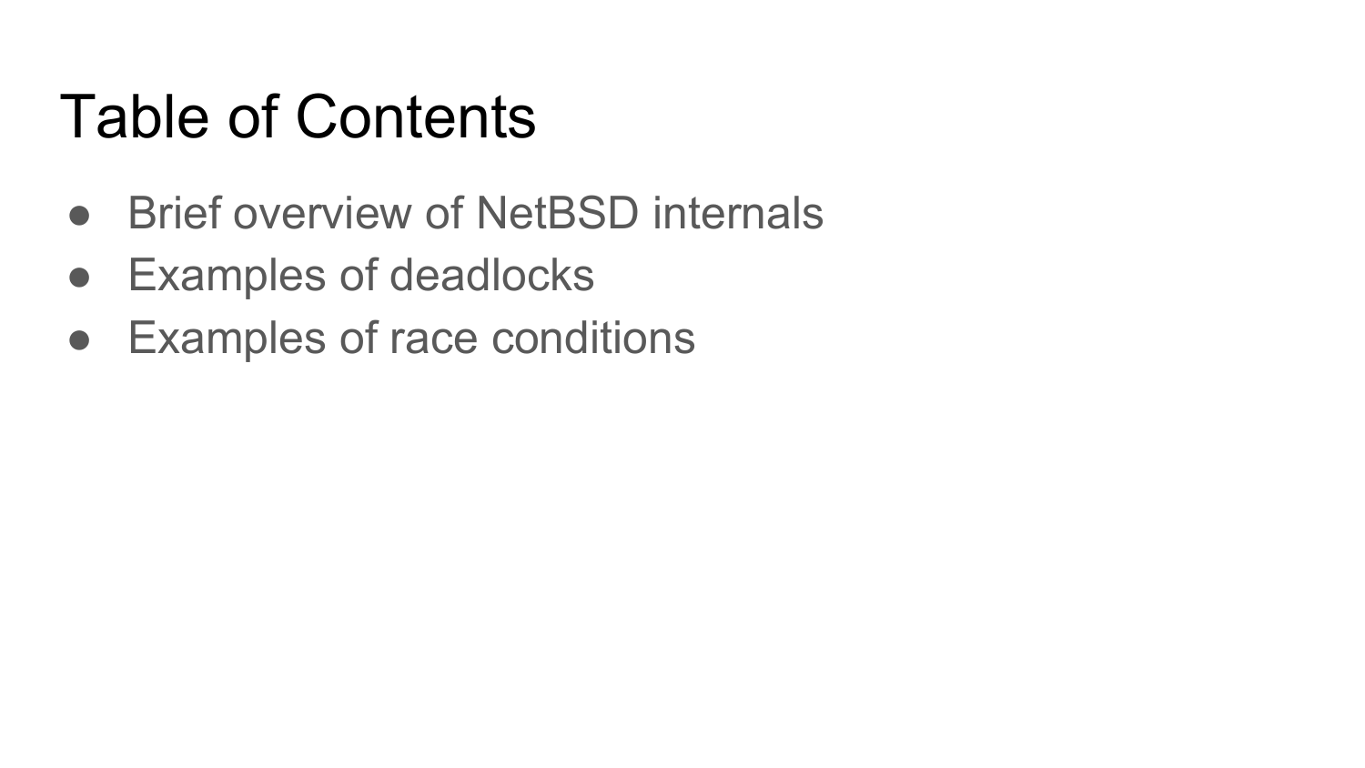# Table of Contents

- Brief overview of NetBSD internals
- Examples of deadlocks
- Examples of race conditions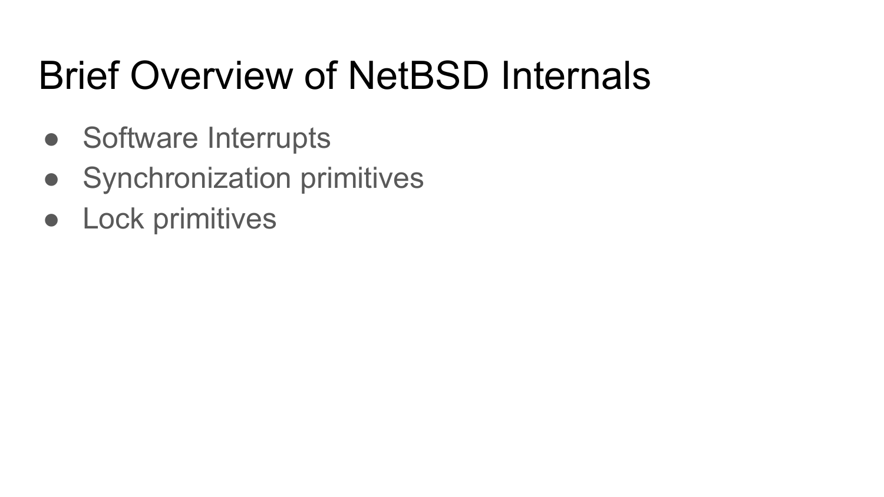# Brief Overview of NetBSD Internals

- Software Interrupts
- Synchronization primitives
- Lock primitives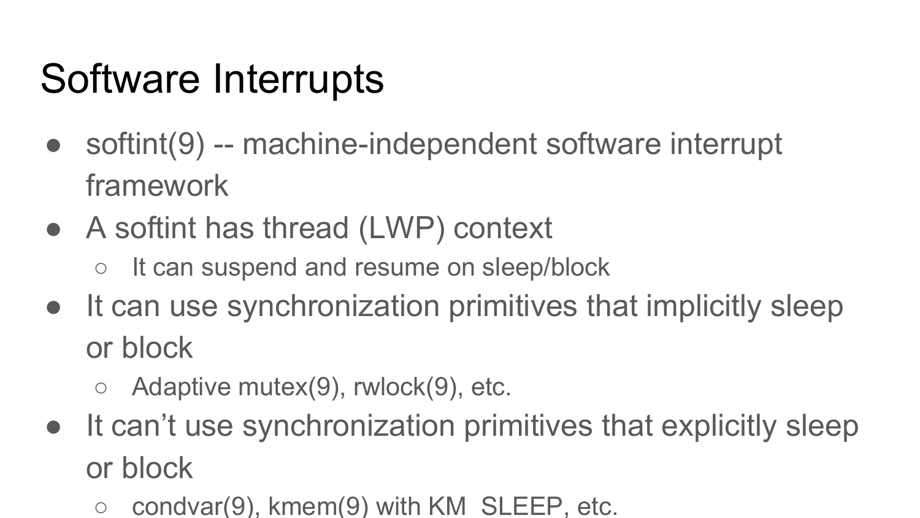# Software Interrupts

- softint(9) -- machine-independent software interrupt framework
- A softint has thread (LWP) context
  - It can suspend and resume on sleep/block
- It can use synchronization primitives that implicitly sleep or block
  - Adaptive mutex(9), rwlock(9), etc.
- It can't use synchronization primitives that explicitly sleep or block
  - condvar(9), kmem(9) with KM_SLEEP, etc.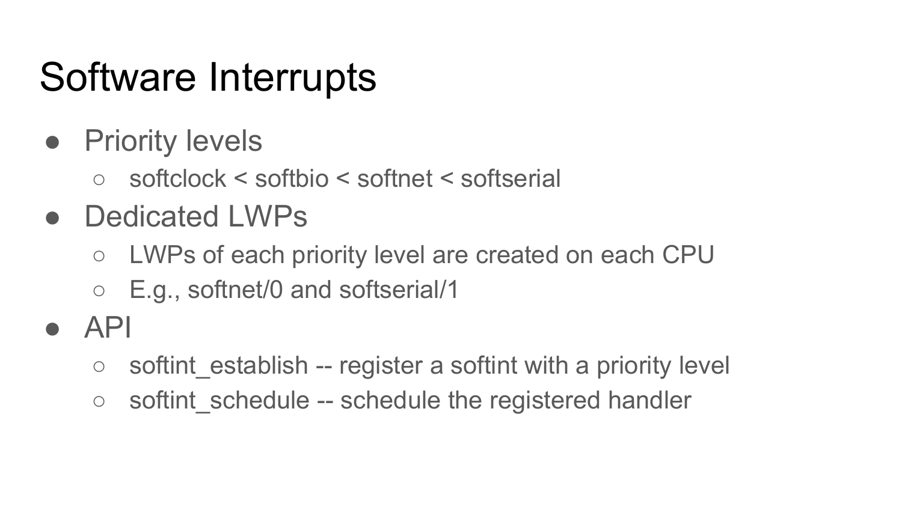# Software Interrupts

- Priority levels
  - softclock < softbio < softnet < softserial
- Dedicated LWPs
  - LWPs of each priority level are created on each CPU
  - E.g., softnet/0 and softserial/1
- API
  - softint_establish -- register a softint with a priority level
  - softint_schedule -- schedule the registered handler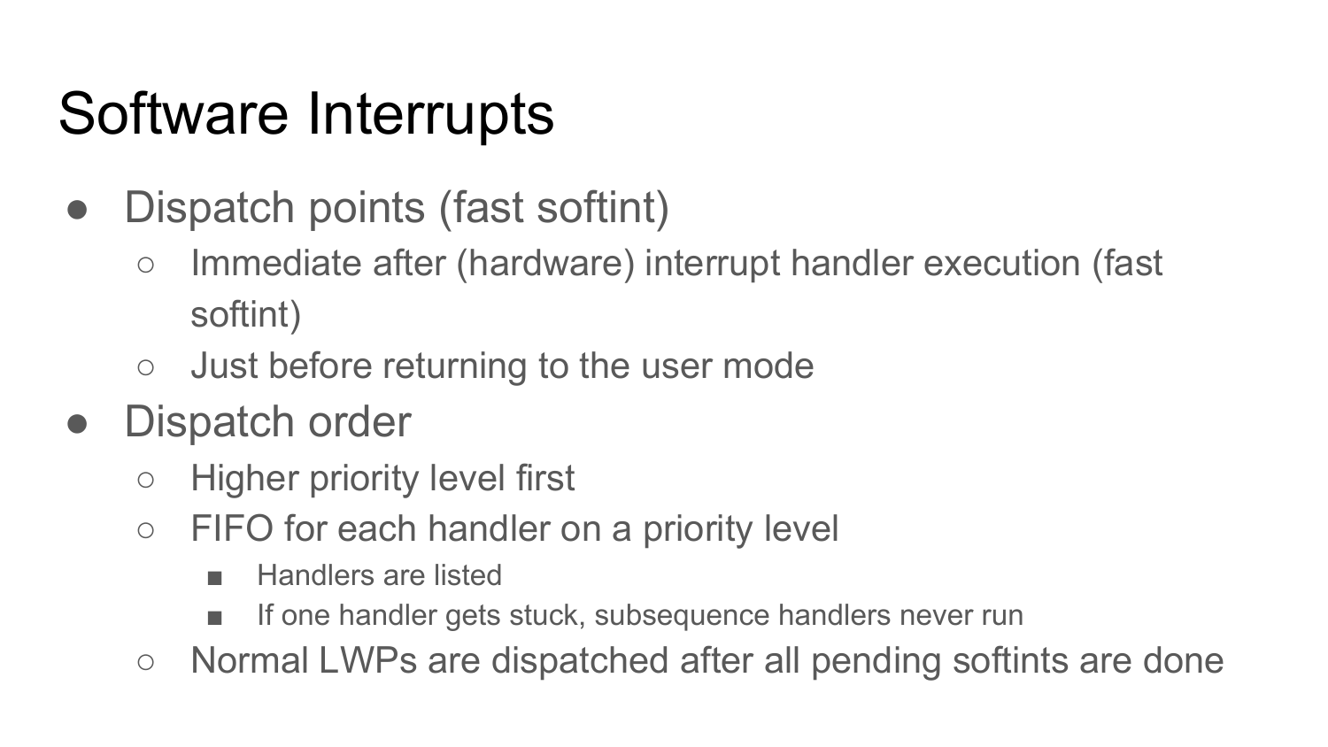# Software Interrupts

- Dispatch points (fast softint)
  - Immediate after (hardware) interrupt handler execution (fast softint)
  - Just before returning to the user mode
- Dispatch order
  - Higher priority level first
  - FIFO for each handler on a priority level
    - Handlers are listed
    - If one handler gets stuck, subsequence handlers never run
  - Normal LWPs are dispatched after all pending softints are done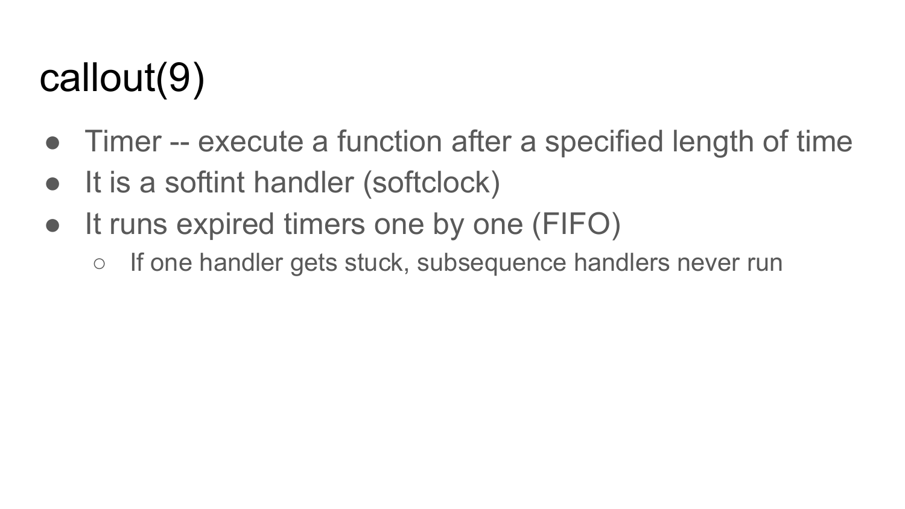# callout(9)

- Timer -- execute a function after a specified length of time
- It is a softint handler (softclock)
- It runs expired timers one by one (FIFO)
  - If one handler gets stuck, subsequence handlers never run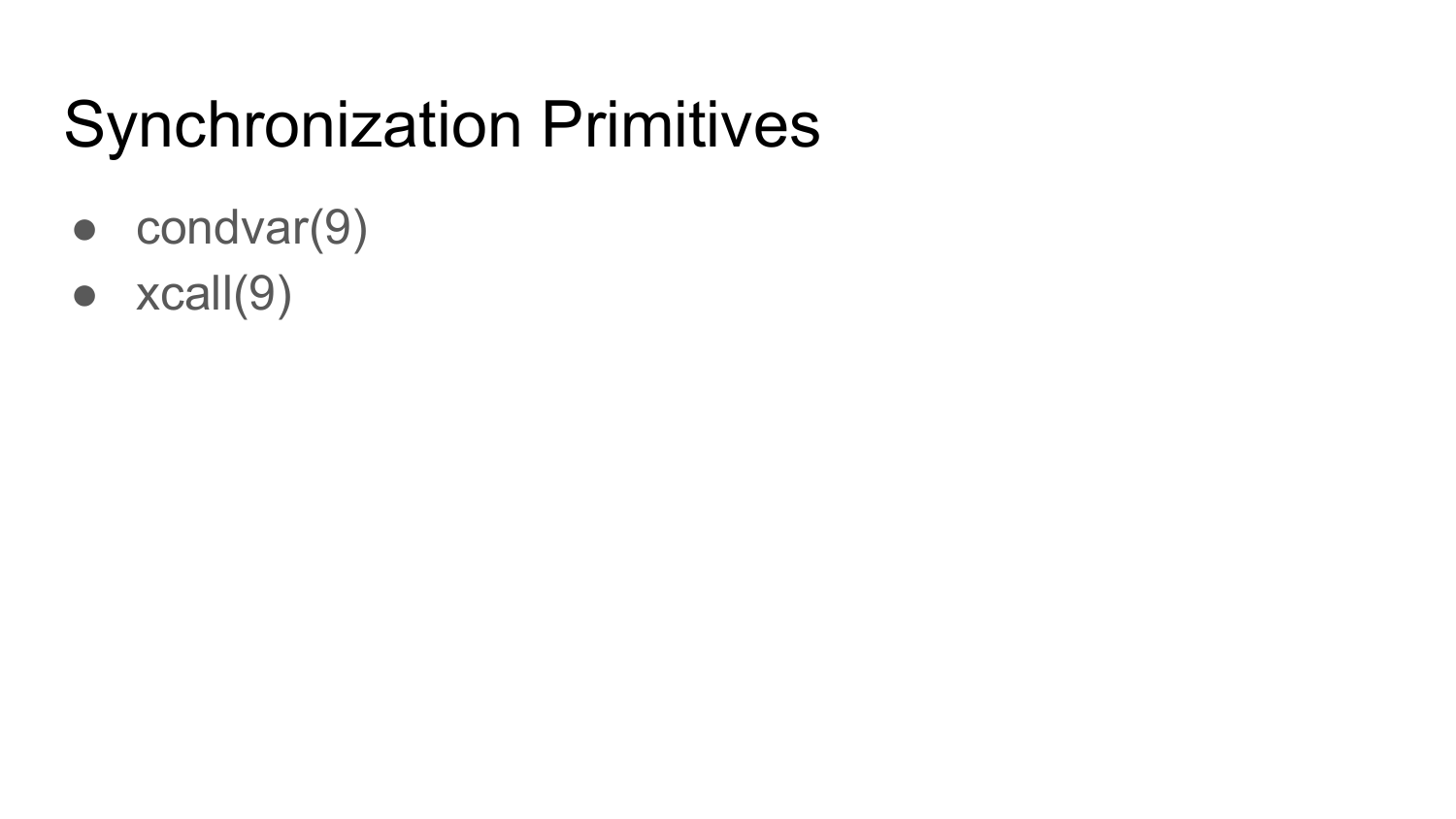# Synchronization Primitives

- condvar(9)
- xcall(9)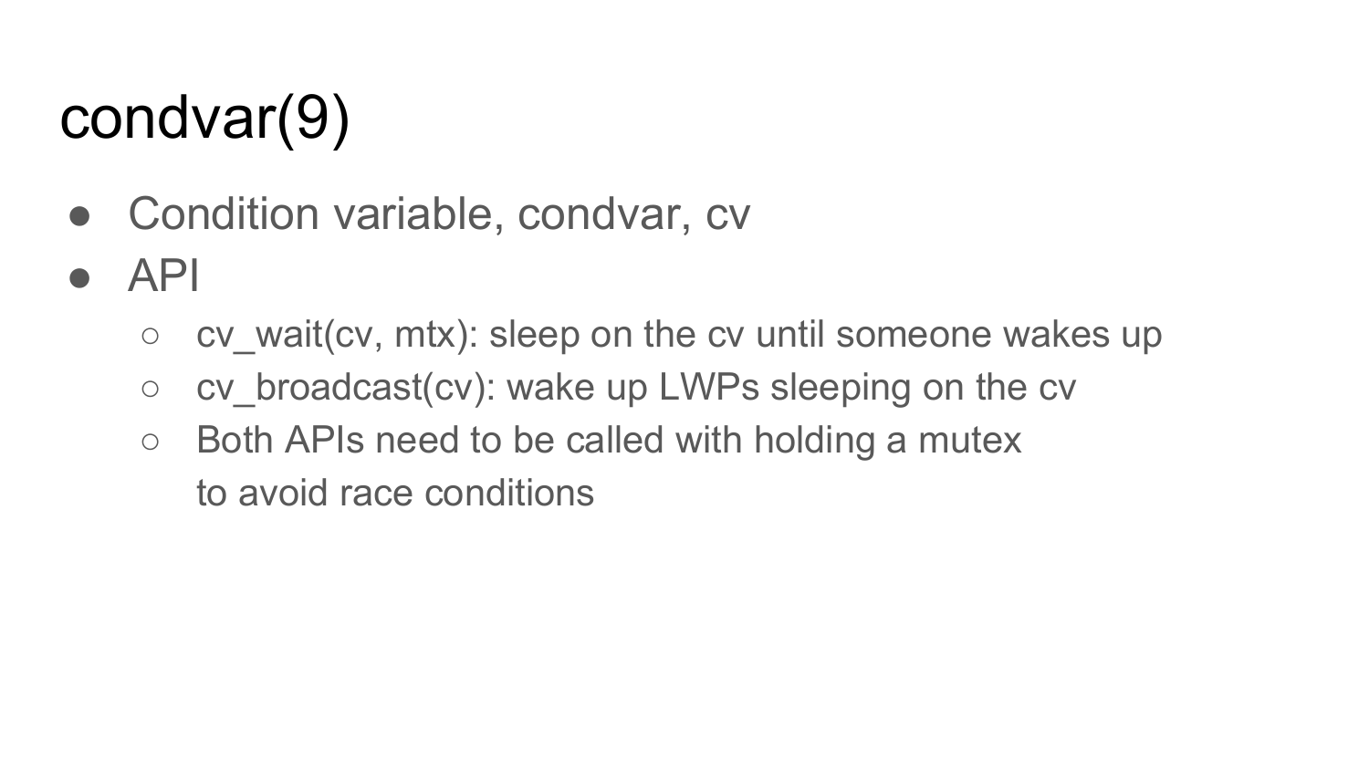# condvar(9)

- Condition variable, condvar, cv
- API
  - cv_wait(cv, mtx): sleep on the cv until someone wakes up
  - cv_broadcast(cv): wake up LWPs sleeping on the cv
  - Both APIs need to be called with holding a mutex to avoid race conditions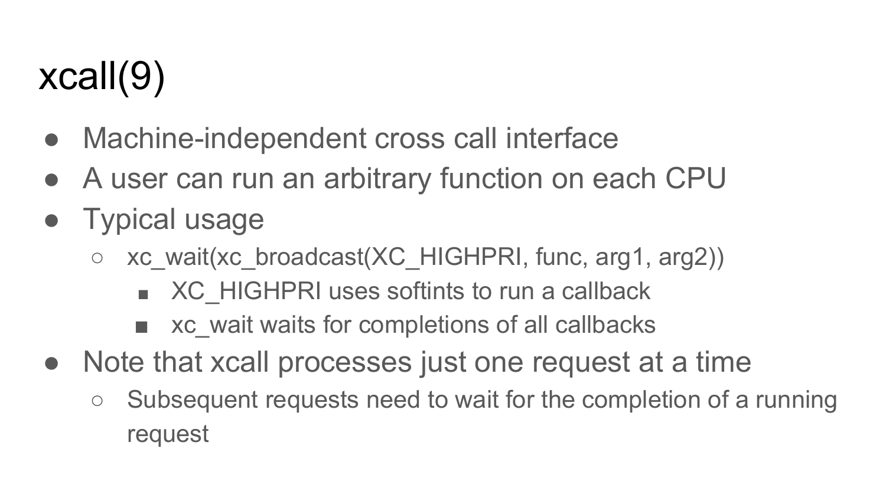# xcall(9)

- Machine-independent cross call interface
- A user can run an arbitrary function on each CPU
- Typical usage
  - xc_wait(xc_broadcast(XC_HIGHPRI, func, arg1, arg2))
    - XC_HIGHPRI uses softints to run a callback
    - xc_wait waits for completions of all callbacks
- Note that xcall processes just one request at a time
  - Subsequent requests need to wait for the completion of a running request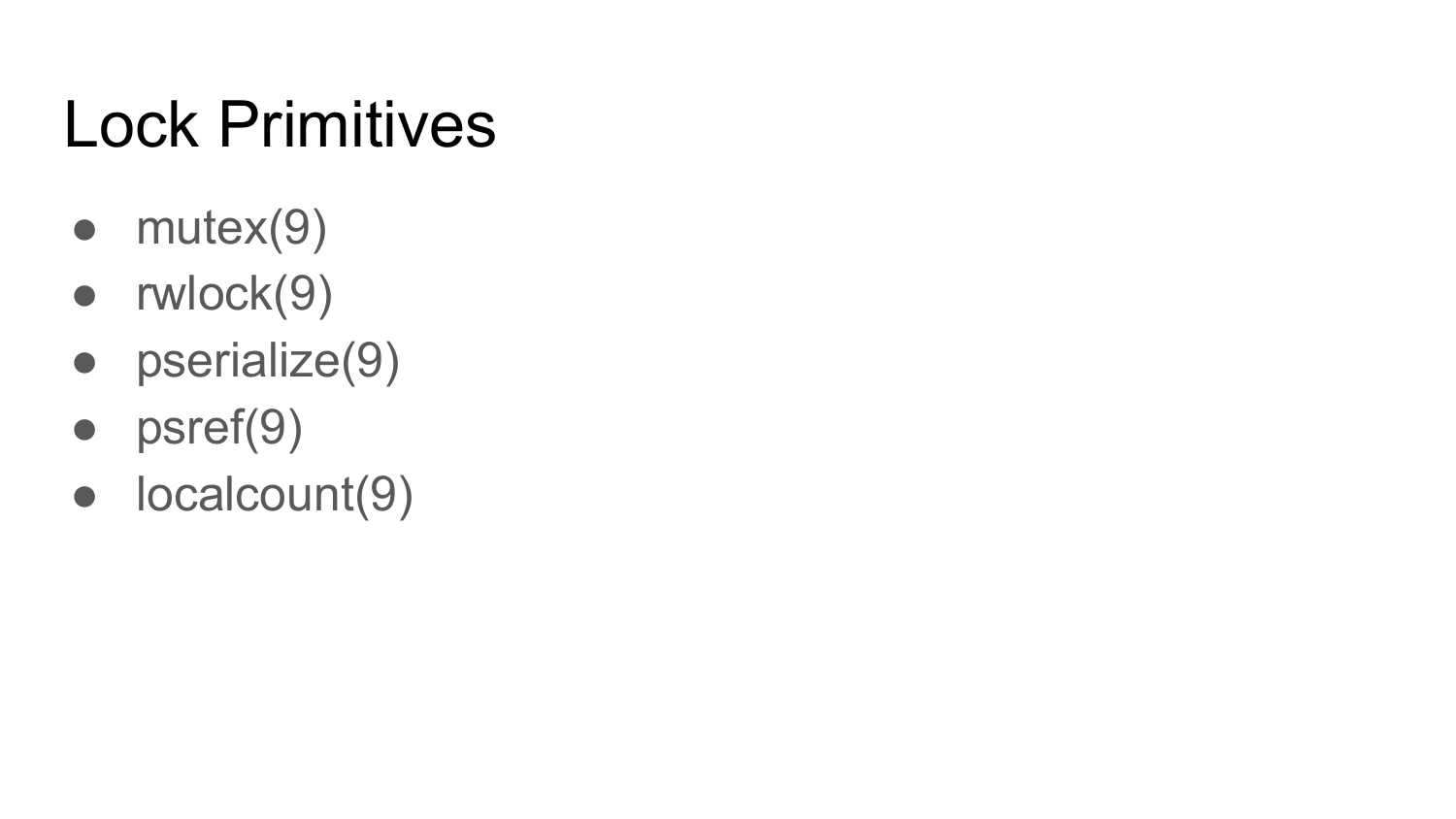# Lock Primitives

- mutex(9)
- rwlock(9)
- pserialize(9)
- psref(9)
- localcount(9)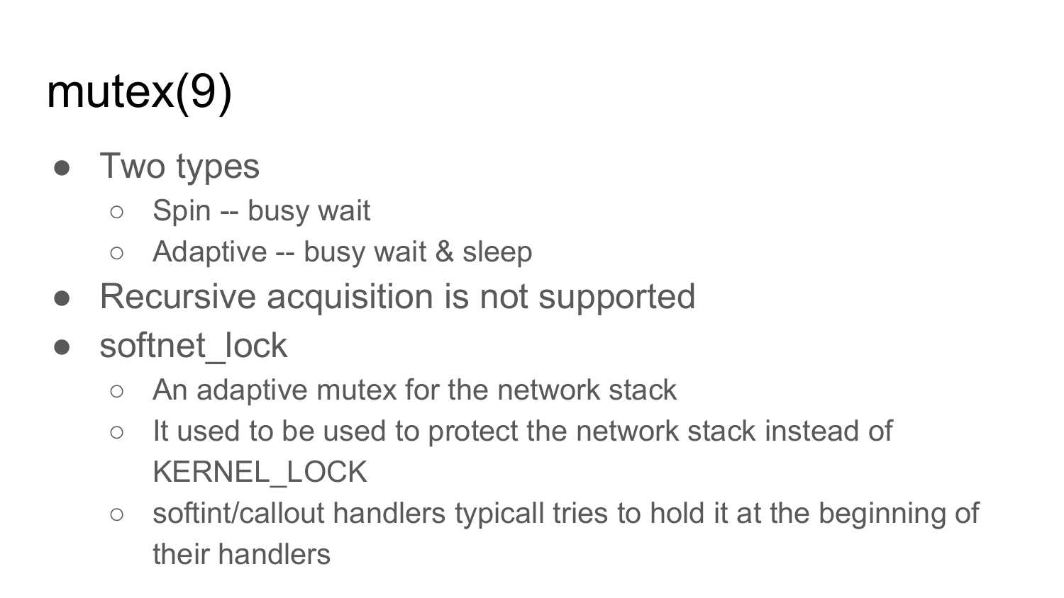# mutex(9)

- Two types
  - Spin -- busy wait
  - Adaptive -- busy wait & sleep
- Recursive acquisition is not supported
- softnet_lock
  - An adaptive mutex for the network stack
  - It used to be used to protect the network stack instead of KERNEL_LOCK
  - softint/callout handlers typicall tries to hold it at the beginning of their handlers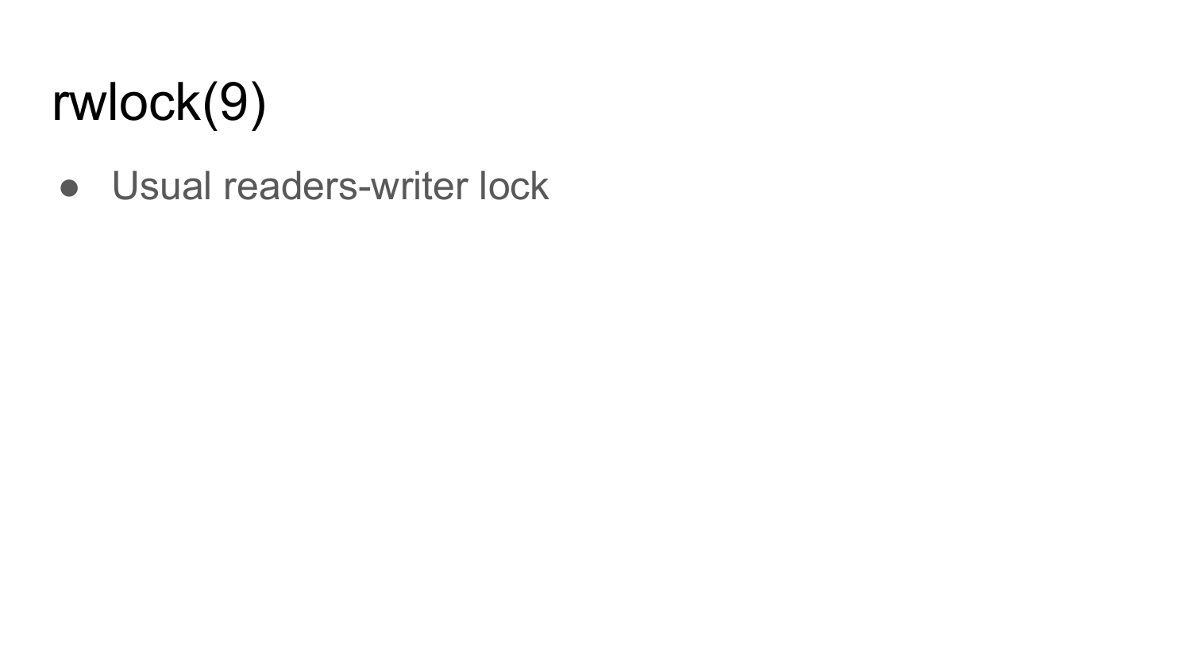# rwlock(9)

- Usual readers-writer lock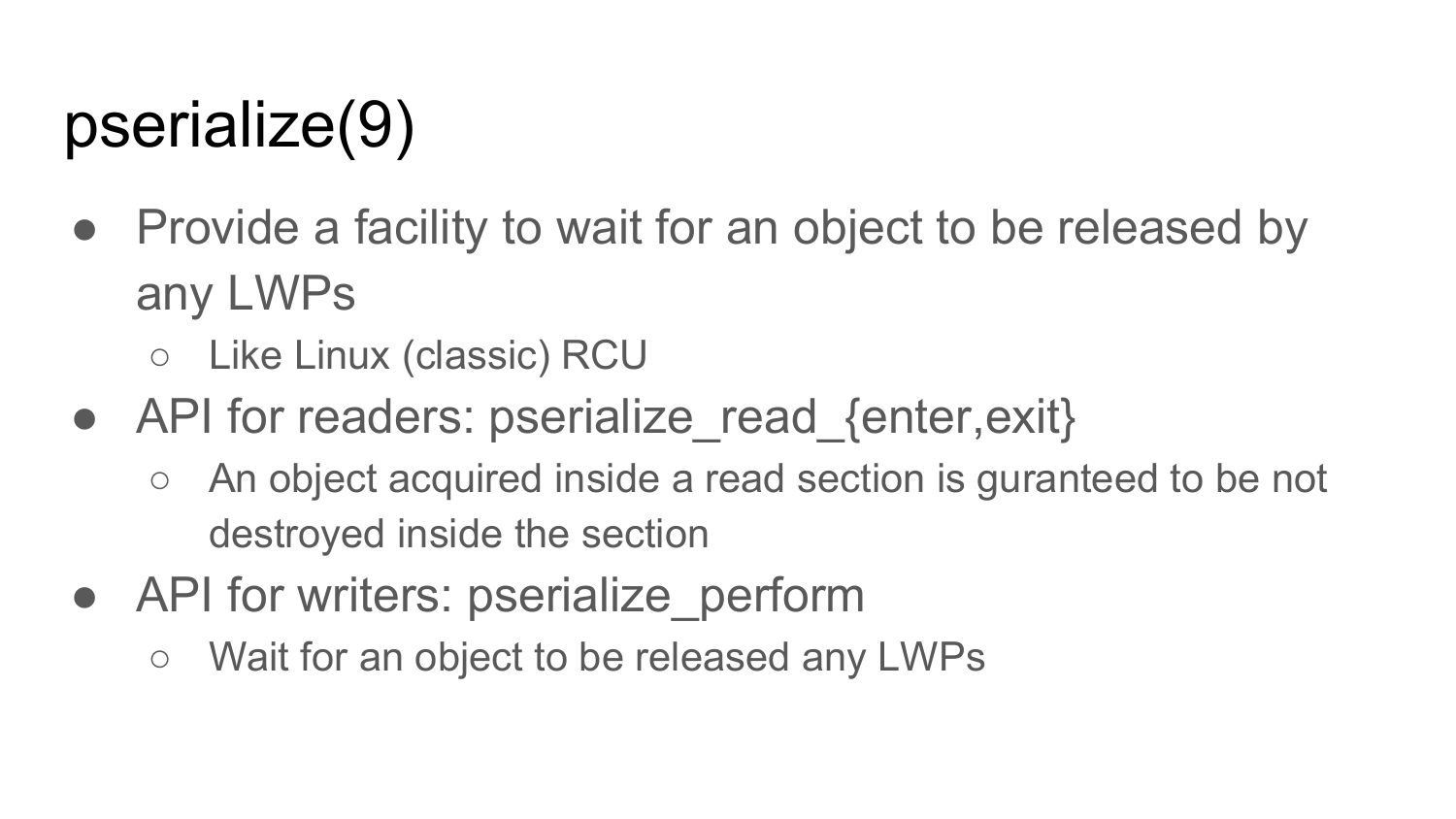# pserialize(9)

- Provide a facility to wait for an object to be released by any LWPs
  - Like Linux (classic) RCU
- API for readers: pserialize_read_{enter,exit}
  - An object acquired inside a read section is guranteed to be not destroyed inside the section
- API for writers: pserialize_perform
  - Wait for an object to be released any LWPs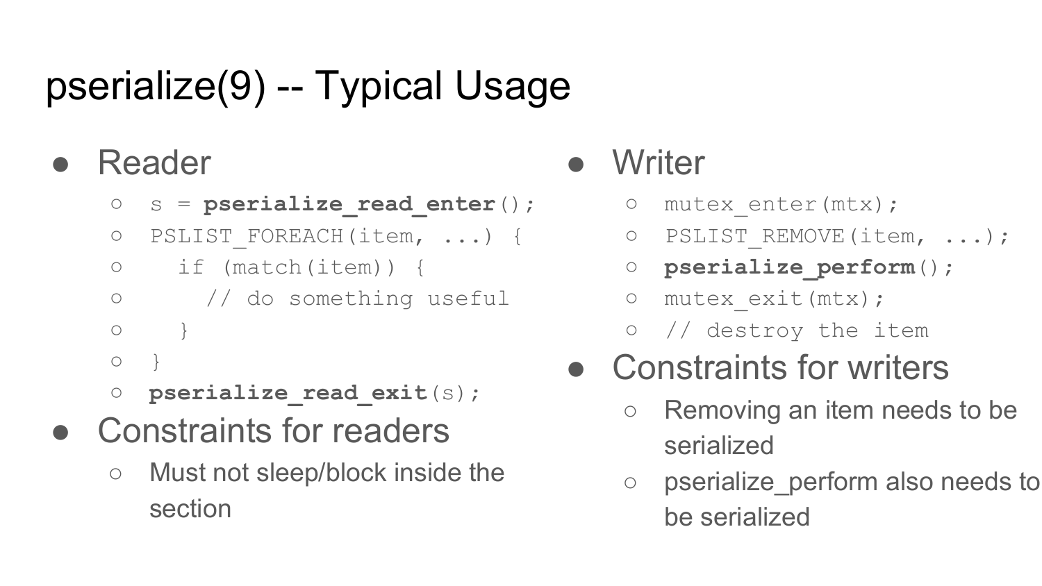# pserialize(9) -- Typical Usage

- Reader
  - s = **pserialize_read_enter**();
  - PSLIST_FOREACH(item, ...) {
  - &nbsp;&nbsp;if (match(item)) {
  - &nbsp;&nbsp;&nbsp;&nbsp;// do something useful
  - &nbsp;&nbsp;}
  - }
  - **pserialize_read_exit**(s);
- Constraints for readers
  - Must not sleep/block inside the section
- Writer
  - mutex_enter(mtx);
  - PSLIST_REMOVE(item, ...);
  - **pserialize_perform**();
  - mutex_exit(mtx);
  - // destroy the item
- Constraints for writers
  - Removing an item needs to be serialized
  - pserialize_perform also needs to be serialized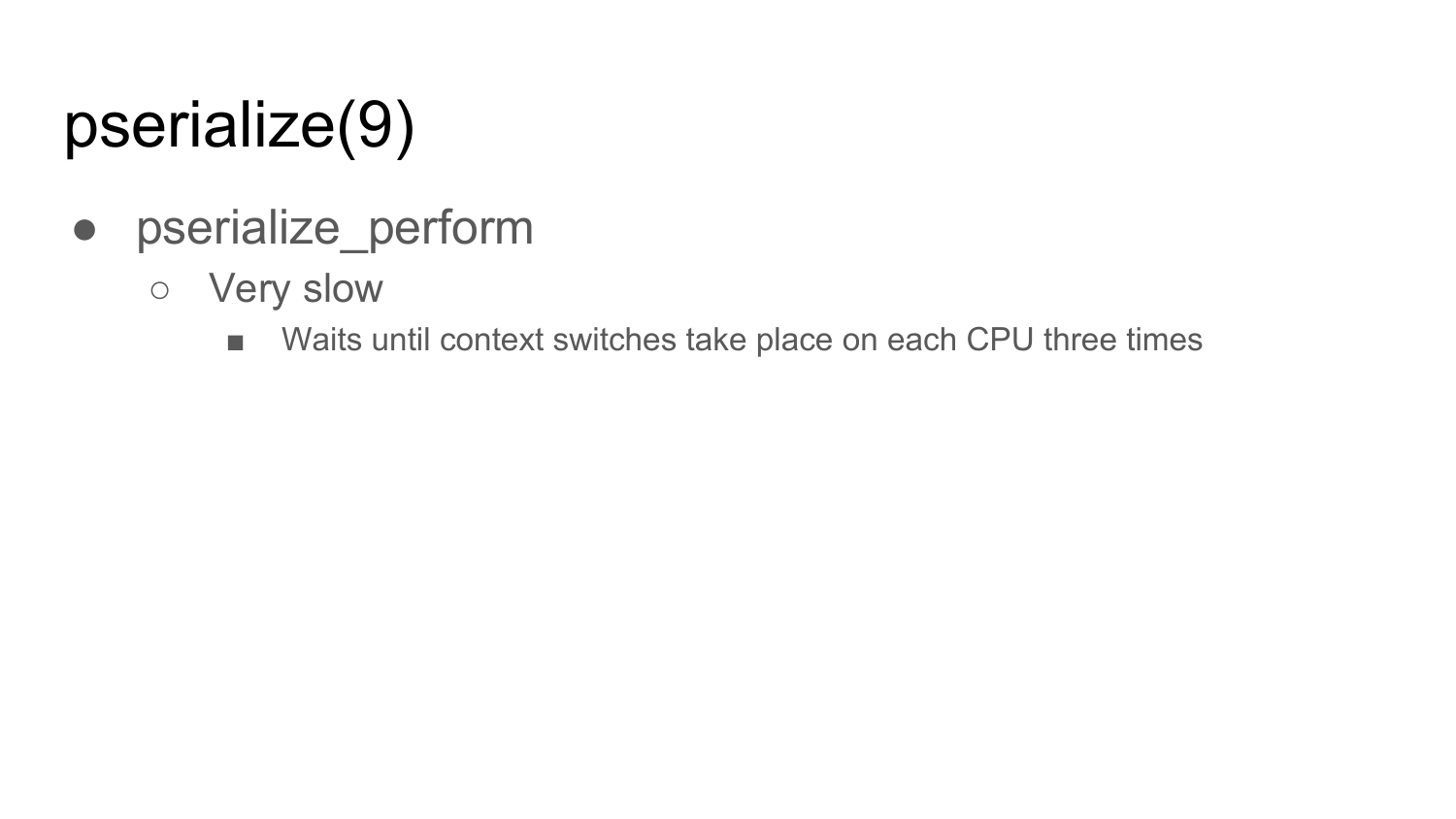# pserialize(9)

- pserialize_perform
  - Very slow
    - Waits until context switches take place on each CPU three times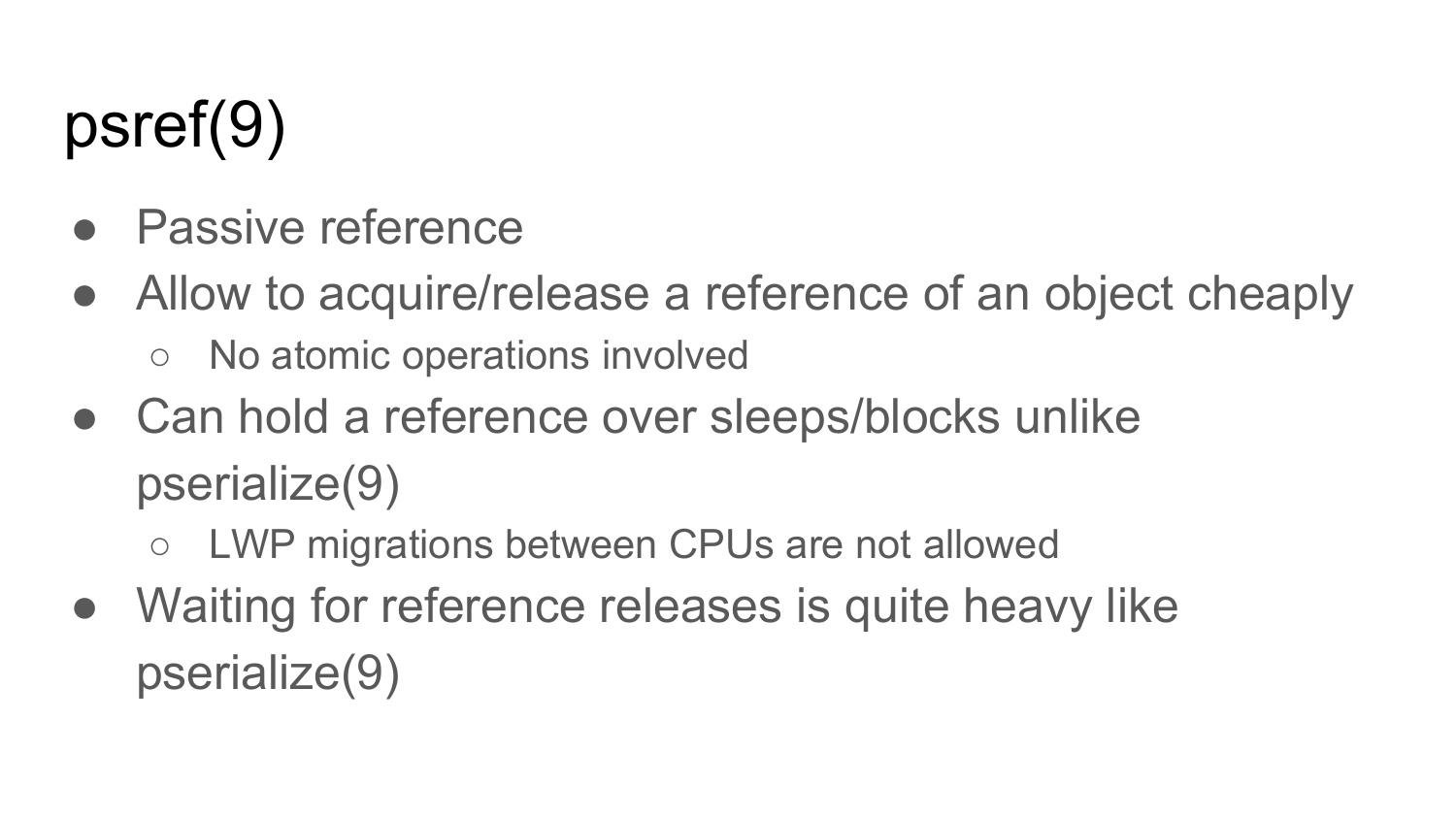# psref(9)

- Passive reference
- Allow to acquire/release a reference of an object cheaply
  - No atomic operations involved
- Can hold a reference over sleeps/blocks unlike pserialize(9)
  - LWP migrations between CPUs are not allowed
- Waiting for reference releases is quite heavy like pserialize(9)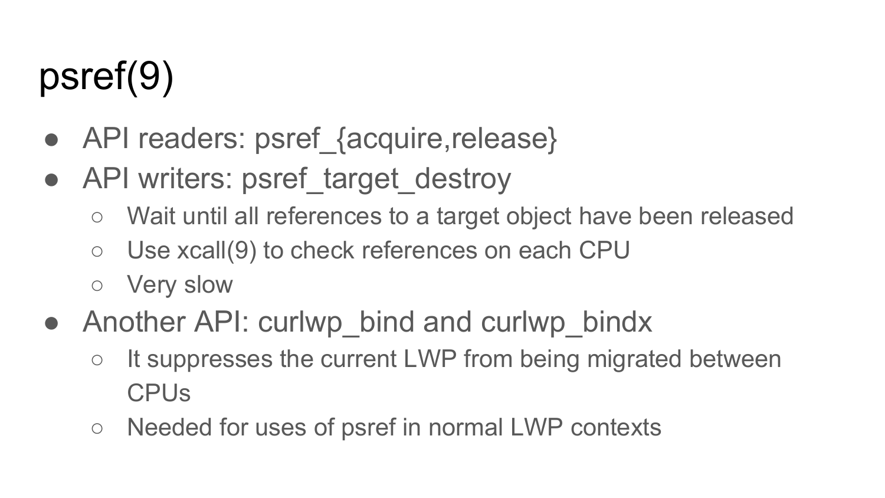# psref(9)

- API readers: psref_{acquire,release}
- API writers: psref_target_destroy
  - Wait until all references to a target object have been released
  - Use xcall(9) to check references on each CPU
  - Very slow
- Another API: curlwp_bind and curlwp_bindx
  - It suppresses the current LWP from being migrated between CPUs
  - Needed for uses of psref in normal LWP contexts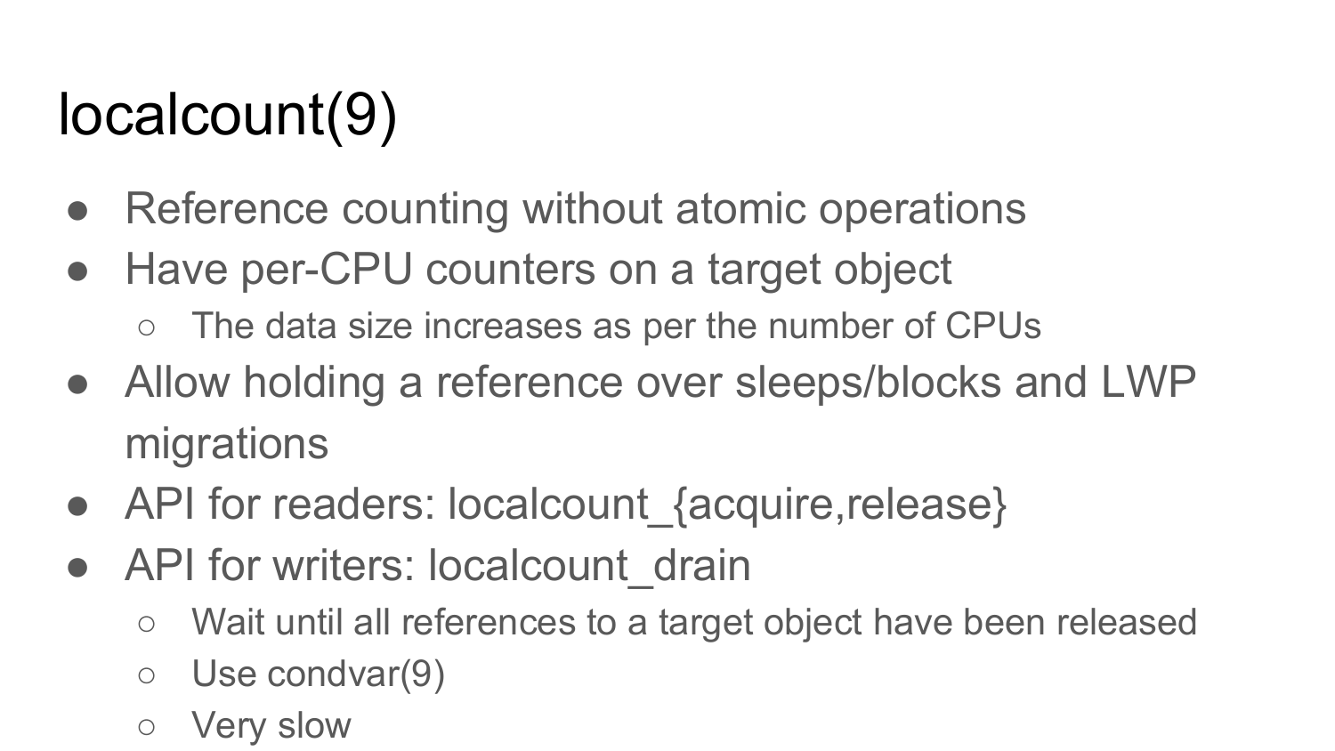# localcount(9)

- Reference counting without atomic operations
- Have per-CPU counters on a target object
  - The data size increases as per the number of CPUs
- Allow holding a reference over sleeps/blocks and LWP migrations
- API for readers: localcount_{acquire,release}
- API for writers: localcount_drain
  - Wait until all references to a target object have been released
  - Use condvar(9)
  - Very slow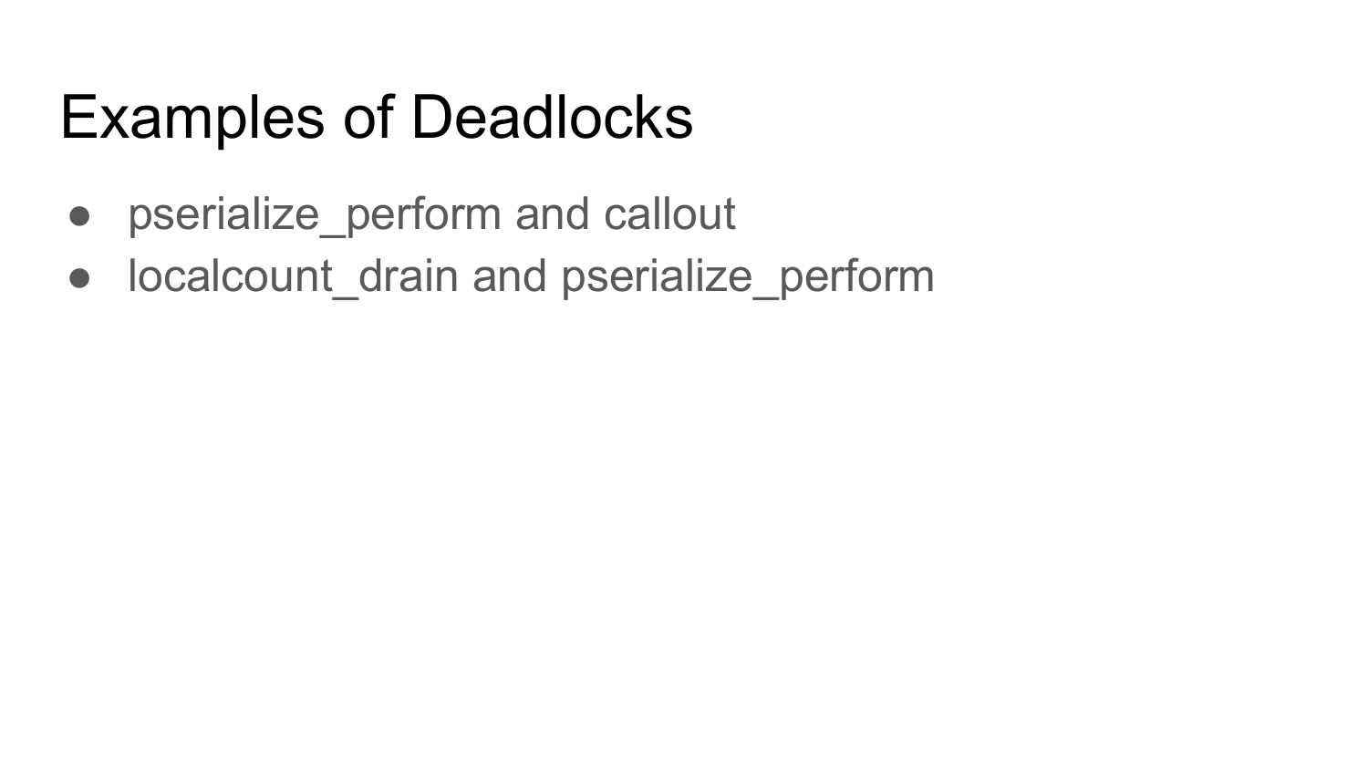# Examples of Deadlocks

- pserialize_perform and callout
- localcount_drain and pserialize_perform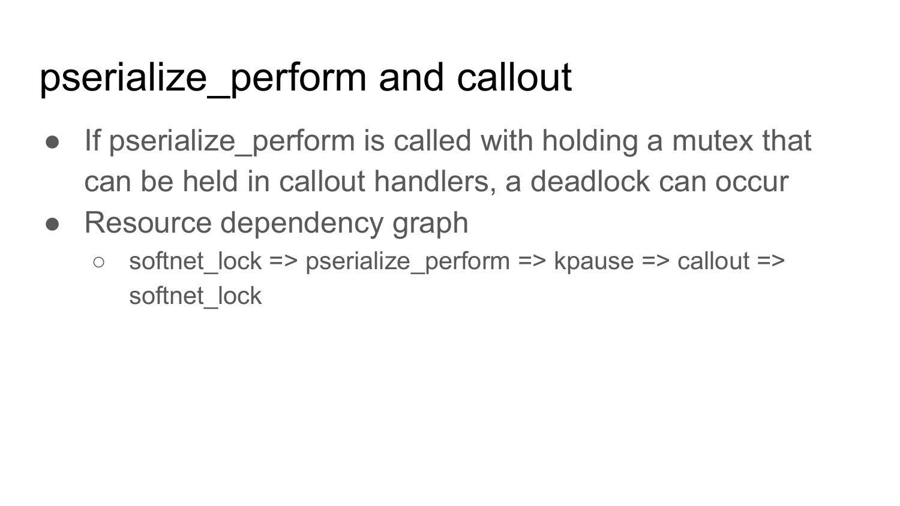# pserialize_perform and callout

- If pserialize_perform is called with holding a mutex that can be held in callout handlers, a deadlock can occur
- Resource dependency graph
  - softnet_lock => pserialize_perform => kpause => callout => softnet_lock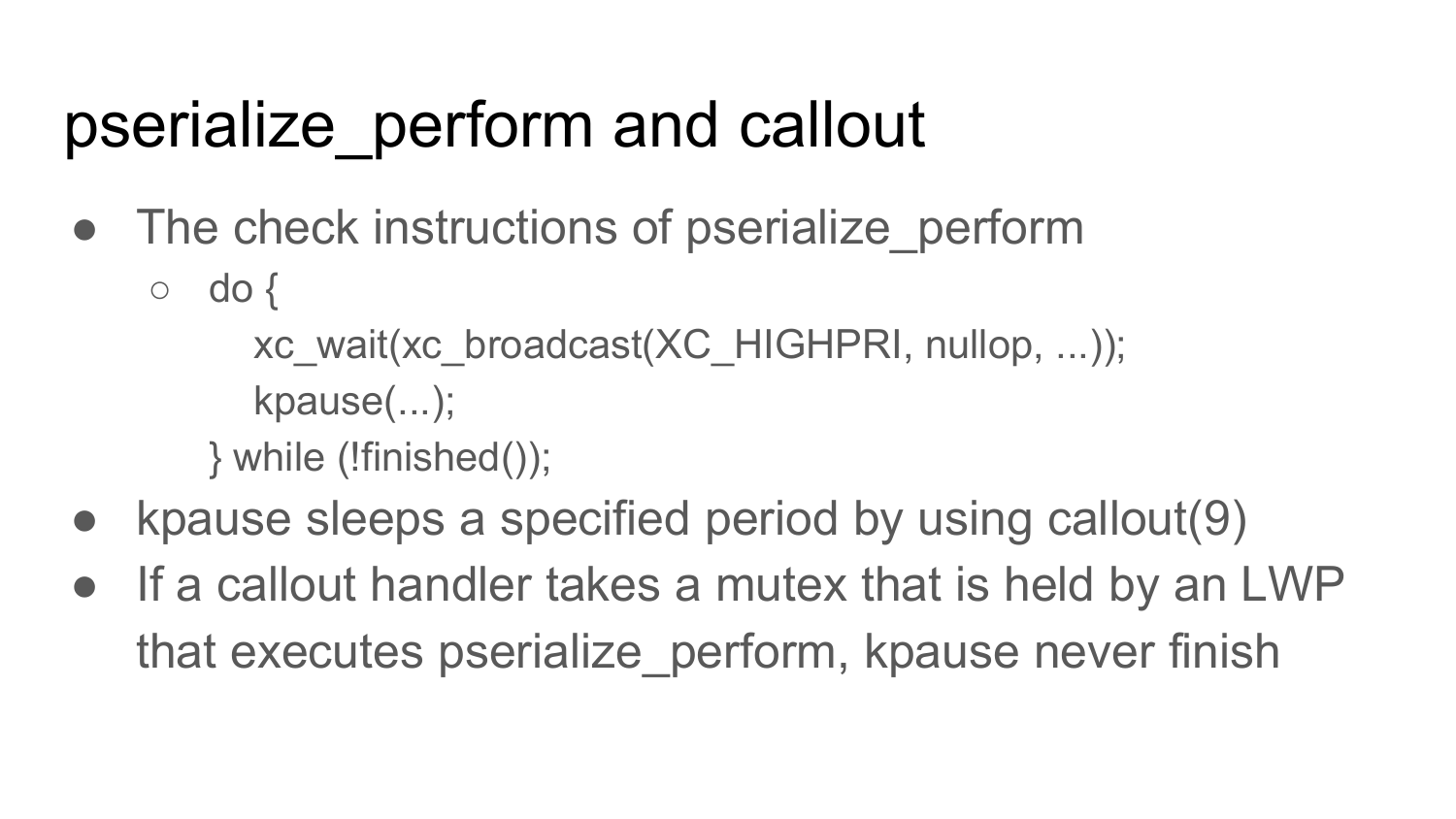# pserialize_perform and callout

- The check instructions of pserialize_perform
  - ```
    do {
        xc_wait(xc_broadcast(XC_HIGHPRI, nullop, ...));
        kpause(...);
    } while (!finished());
    ```
- kpause sleeps a specified period by using callout(9)
- If a callout handler takes a mutex that is held by an LWP that executes pserialize_perform, kpause never finish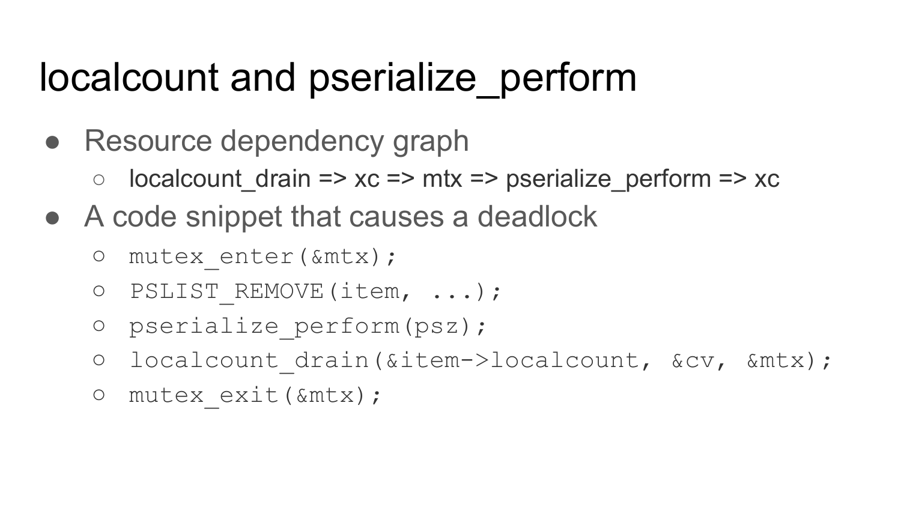# localcount and pserialize_perform

- Resource dependency graph
  - localcount_drain => xc => mtx => pserialize_perform => xc
- A code snippet that causes a deadlock

```
mutex_enter(&mtx);
PSLIST_REMOVE(item, ...);
pserialize_perform(psz);
localcount_drain(&item->localcount, &cv, &mtx);
mutex_exit(&mtx);
```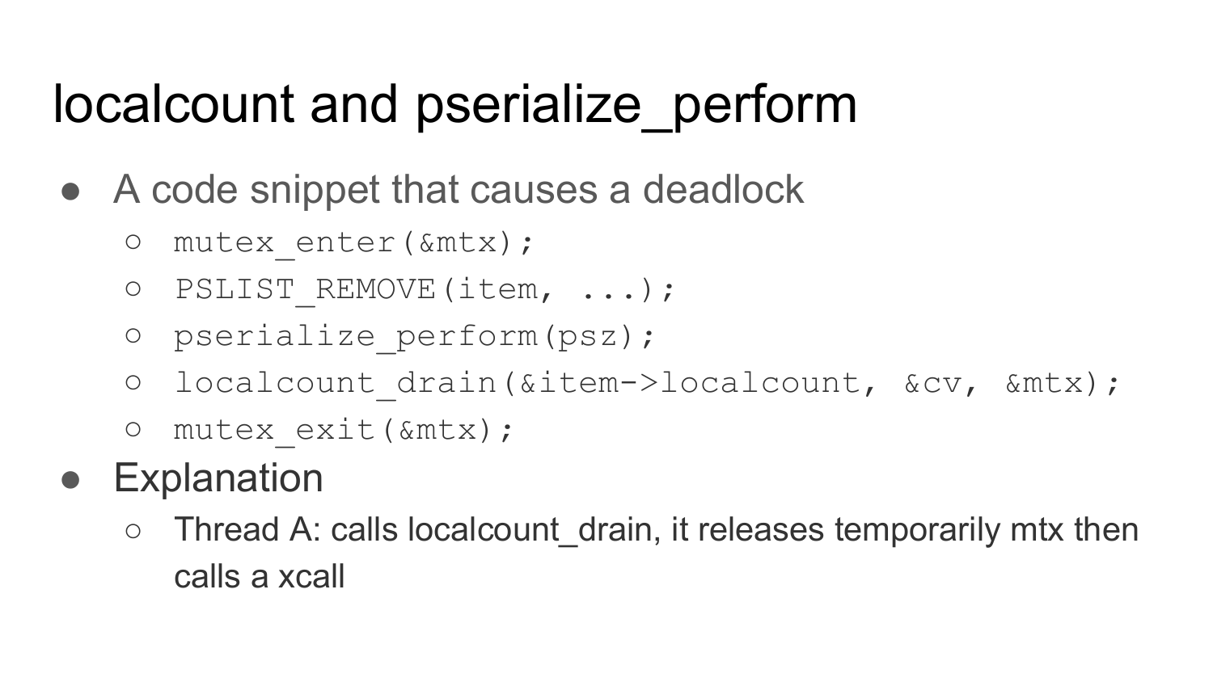# localcount and pserialize_perform

- A code snippet that causes a deadlock
  - `mutex_enter(&mtx);`
  - `PSLIST_REMOVE(item, ...);`
  - `pserialize_perform(psz);`
  - `localcount_drain(&item->localcount, &cv, &mtx);`
  - `mutex_exit(&mtx);`
- Explanation
  - Thread A: calls localcount_drain, it releases temporarily mtx then calls a xcall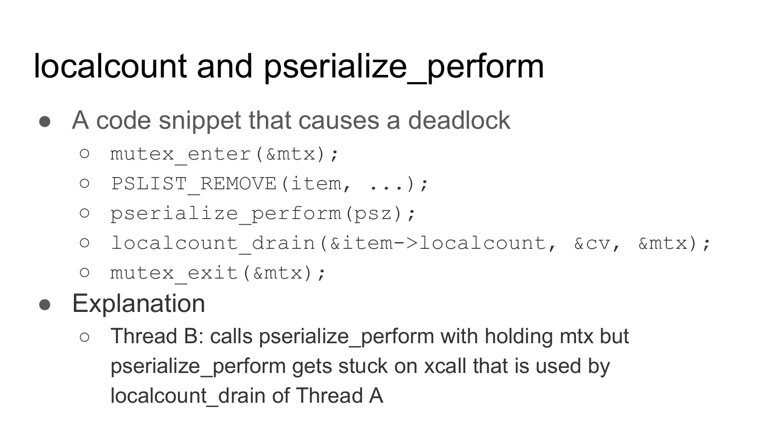# localcount and pserialize_perform

- A code snippet that causes a deadlock
  - `mutex_enter(&mtx);`
  - `PSLIST_REMOVE(item, ...);`
  - `pserialize_perform(psz);`
  - `localcount_drain(&item->localcount, &cv, &mtx);`
  - `mutex_exit(&mtx);`
- Explanation
  - Thread B: calls pserialize_perform with holding mtx but pserialize_perform gets stuck on xcall that is used by localcount_drain of Thread A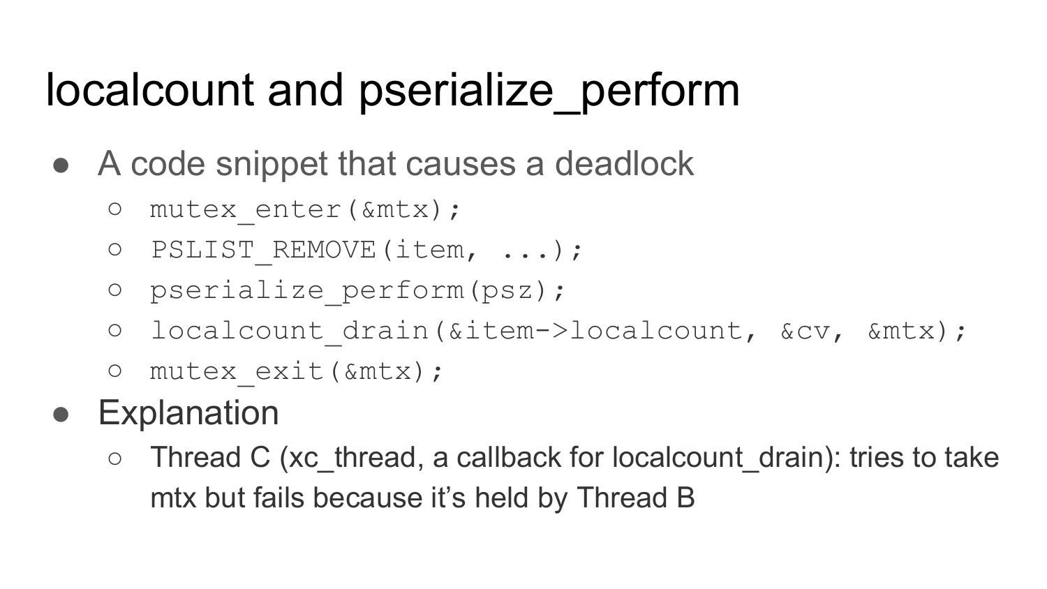# localcount and pserialize_perform

- A code snippet that causes a deadlock
  - `mutex_enter(&mtx);`
  - `PSLIST_REMOVE(item, ...);`
  - `pserialize_perform(psz);`
  - `localcount_drain(&item->localcount, &cv, &mtx);`
  - `mutex_exit(&mtx);`
- Explanation
  - Thread C (xc_thread, a callback for localcount_drain): tries to take mtx but fails because it's held by Thread B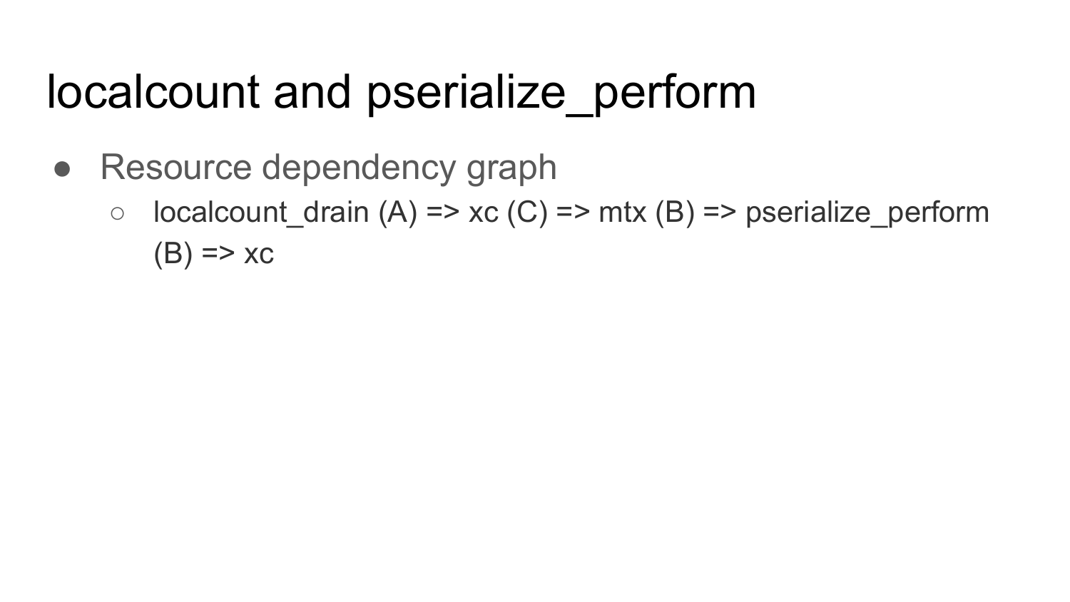# localcount and pserialize_perform

- Resource dependency graph
  - localcount_drain (A) => xc (C) => mtx (B) => pserialize_perform (B) => xc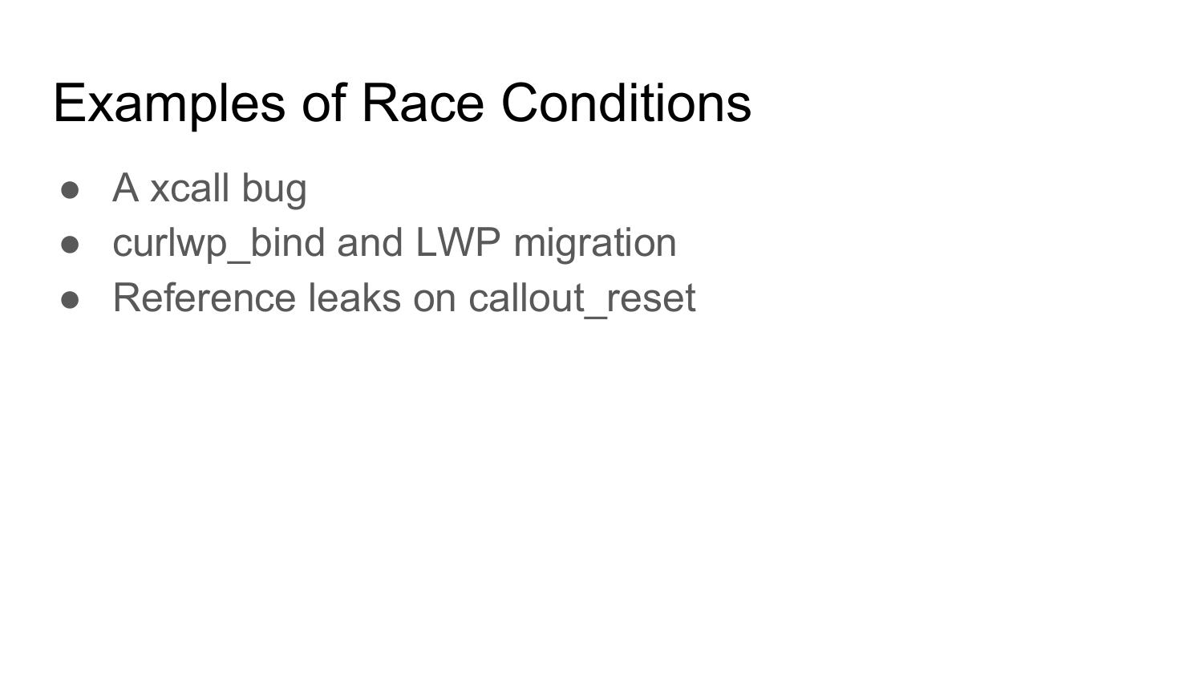# Examples of Race Conditions

- A xcall bug
- curlwp_bind and LWP migration
- Reference leaks on callout_reset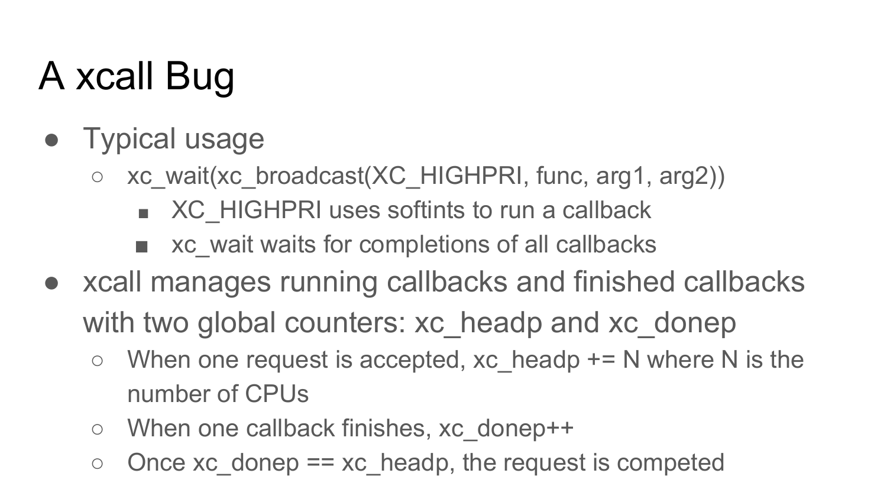# A xcall Bug

- Typical usage
  - xc_wait(xc_broadcast(XC_HIGHPRI, func, arg1, arg2))
    - XC_HIGHPRI uses softints to run a callback
    - xc_wait waits for completions of all callbacks
- xcall manages running callbacks and finished callbacks with two global counters: xc_headp and xc_donep
  - When one request is accepted, xc_headp += N where N is the number of CPUs
  - When one callback finishes, xc_donep++
  - Once xc_donep == xc_headp, the request is competed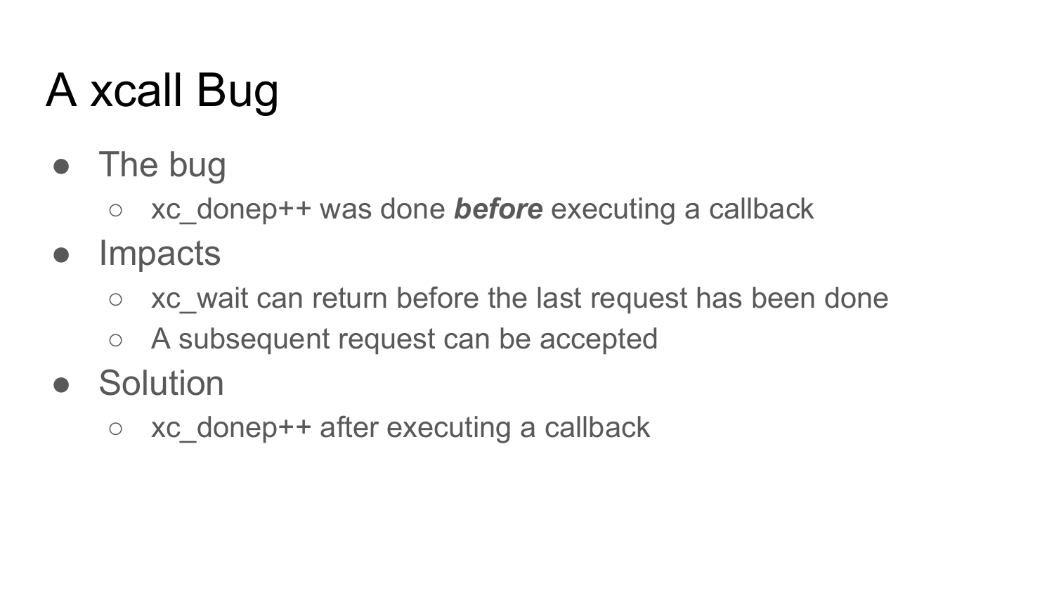# A xcall Bug

- The bug
  - xc_donep++ was done ***before*** executing a callback
- Impacts
  - xc_wait can return before the last request has been done
  - A subsequent request can be accepted
- Solution
  - xc_donep++ after executing a callback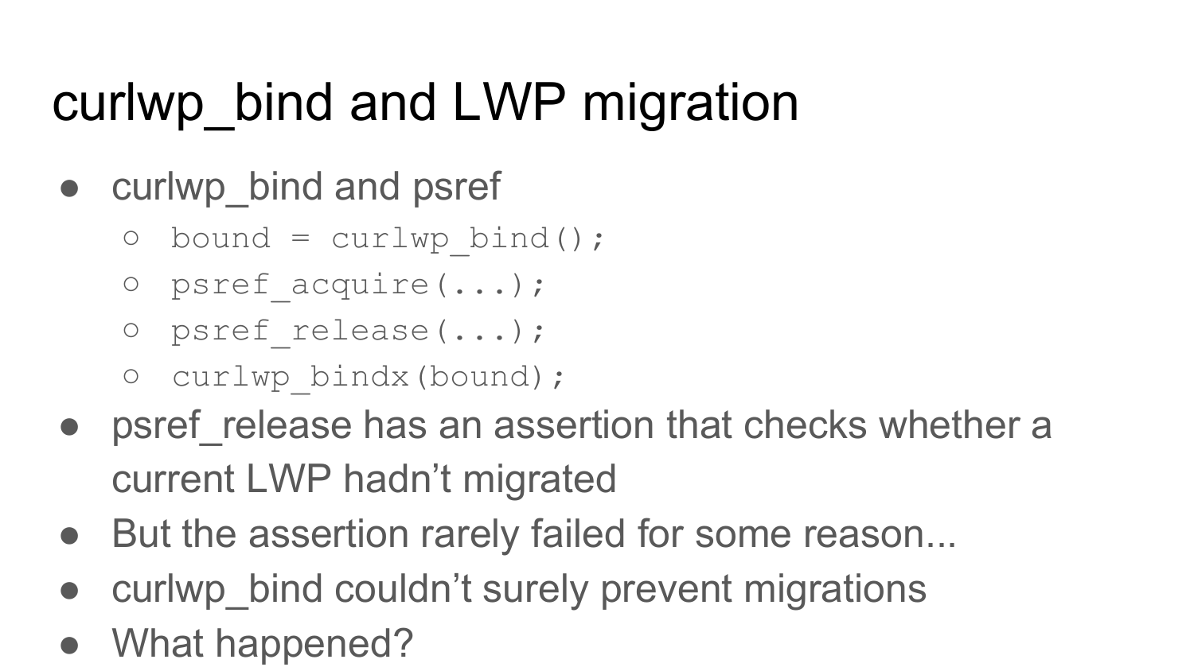# curlwp_bind and LWP migration

- curlwp_bind and psref
  - `bound = curlwp_bind();`
  - `psref_acquire(...);`
  - `psref_release(...);`
  - `curlwp_bindx(bound);`
- psref_release has an assertion that checks whether a current LWP hadn't migrated
- But the assertion rarely failed for some reason...
- curlwp_bind couldn't surely prevent migrations
- What happened?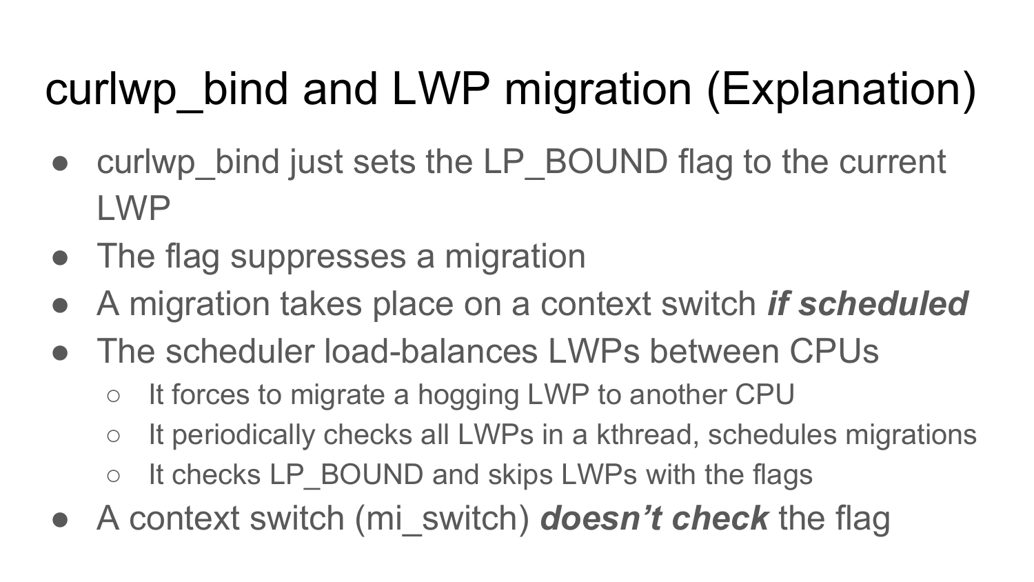# curlwp_bind and LWP migration (Explanation)

- curlwp_bind just sets the LP_BOUND flag to the current LWP
- The flag suppresses a migration
- A migration takes place on a context switch ***if scheduled***
- The scheduler load-balances LWPs between CPUs
  - It forces to migrate a hogging LWP to another CPU
  - It periodically checks all LWPs in a kthread, schedules migrations
  - It checks LP_BOUND and skips LWPs with the flags
- A context switch (mi_switch) ***doesn't check*** the flag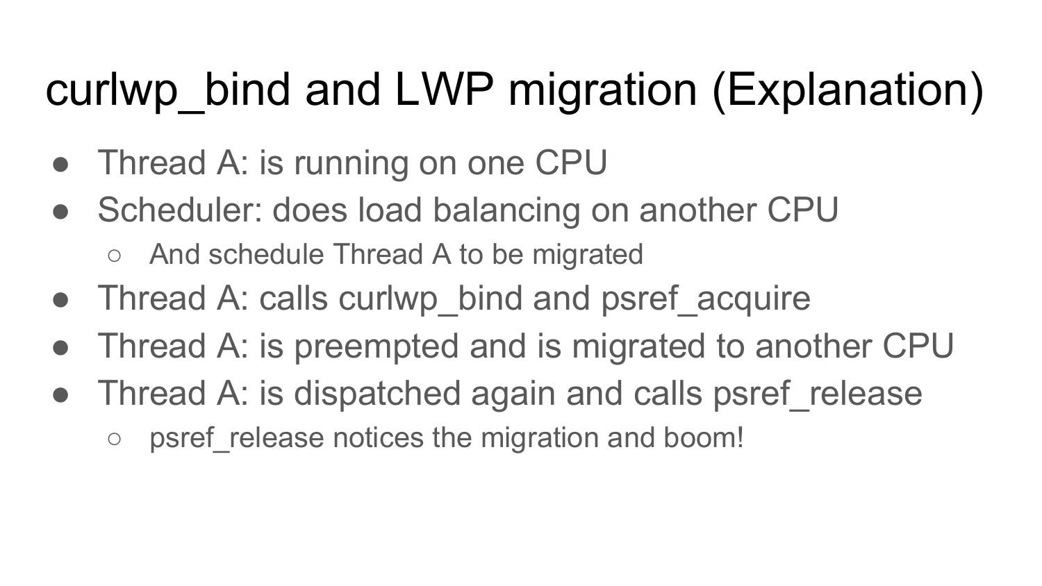# curlwp_bind and LWP migration (Explanation)

- Thread A: is running on one CPU
- Scheduler: does load balancing on another CPU
  - And schedule Thread A to be migrated
- Thread A: calls curlwp_bind and psref_acquire
- Thread A: is preempted and is migrated to another CPU
- Thread A: is dispatched again and calls psref_release
  - psref_release notices the migration and boom!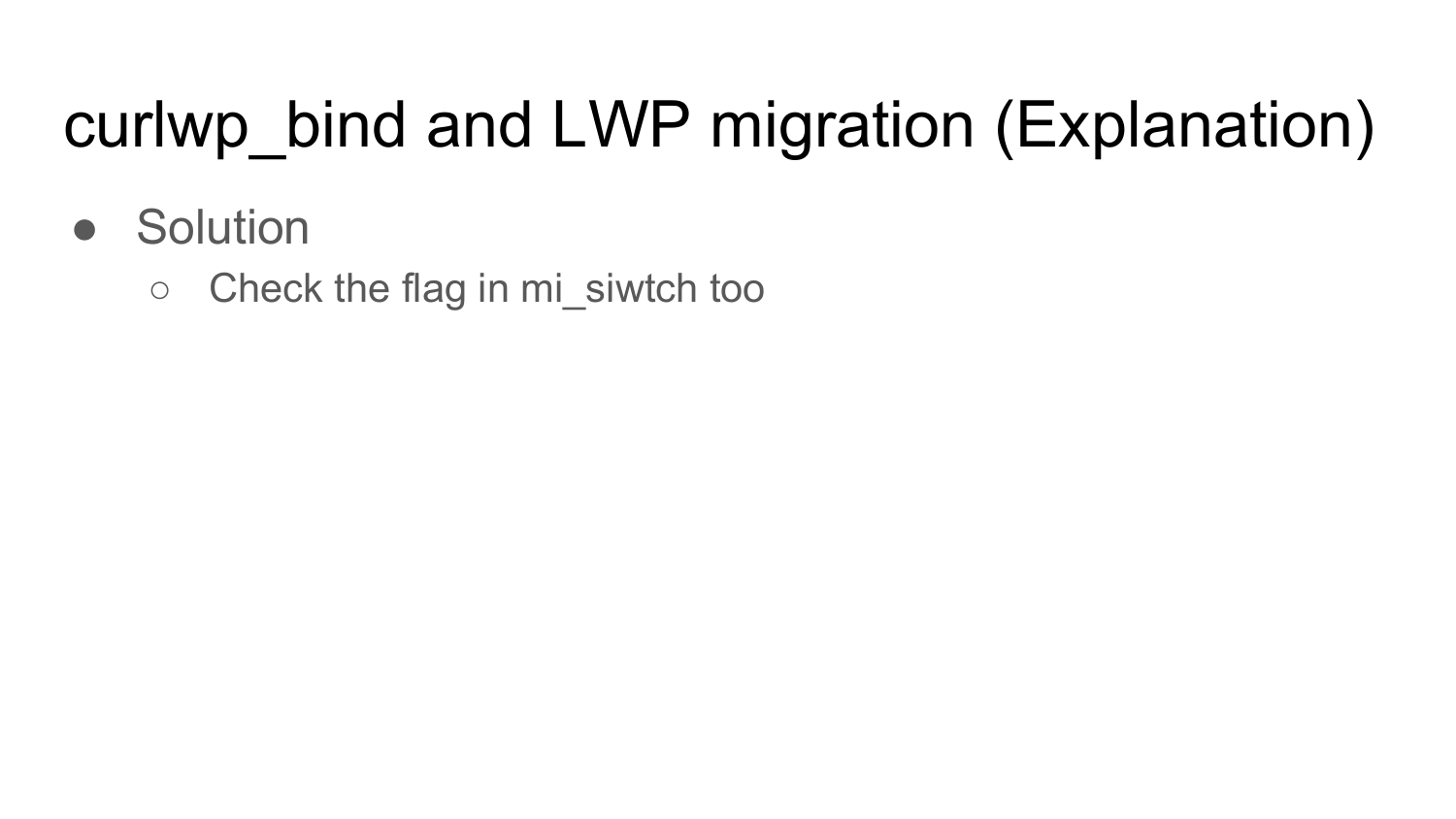# curlwp_bind and LWP migration (Explanation)

- Solution
  - Check the flag in mi_siwtch too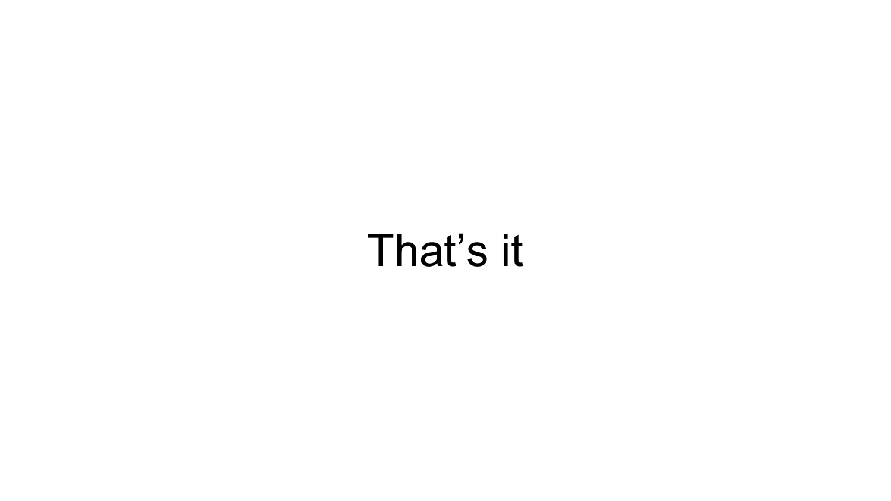That’s it